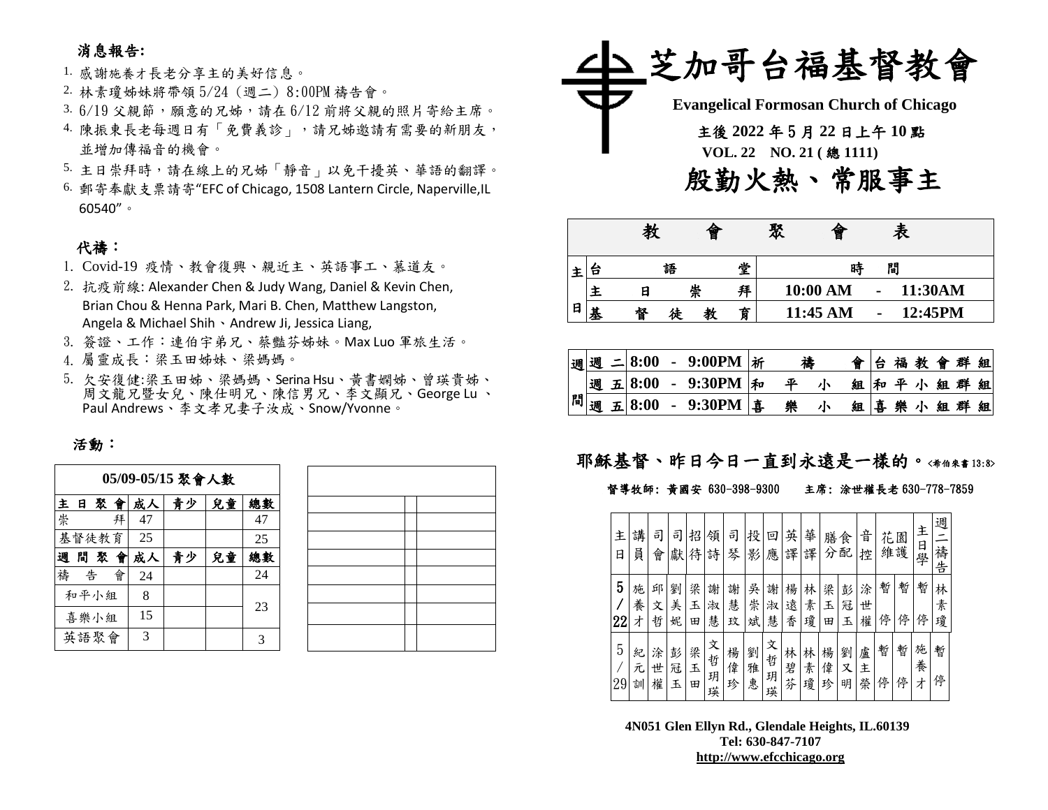## 消息報告:

1. 感謝施養才長老分享主的美好信息。
2. 林素瓊姊妹將帶領 5/24（週二）8:00PM 禱告會。
3. 6/19 父親節，願意的兄姊，請在 6/12 前將父親的照片寄給主席。
4. 陳振東長老每週日有「免費義診」，請兄姊邀請有需要的新朋友，並增加傳福音的機會。
5. 主日崇拜時，請在線上的兄姊「靜音」以免干擾英、華語的翻譯。
6. 郵寄奉獻支票請寄"EFC of Chicago, 1508 Lantern Circle, Naperville,IL 60540"。

## 代禱：

1. Covid-19 疫情、教會復興、親近主、英語事工、慕道友。
2. 抗疫前線: Alexander Chen & Judy Wang, Daniel & Kevin Chen, Brian Chou & Henna Park, Mari B. Chen, Matthew Langston, Angela & Michael Shih、Andrew Ji, Jessica Liang,
3. 簽證、工作：連伯宇弟兄、蔡豔芬姊妹。Max Luo 軍旅生活。
4. 屬靈成長：梁玉田姊妹、梁媽媽。
5. 欠安復健:梁玉田姊、梁媽媽、Serina Hsu、黃書嫻姊、曾瑛貴姊、周文龍兄暨女兒、陳仕明兄、陳信男兄、李文顯兄、George Lu 、Paul Andrews、李文孝兄妻子汝成、Snow/Yvonne。

## 活動：

| 05/09-05/15 聚會人數 | | | | |
|---|---|---|---|---|
| 主日聚會 | 成人 | 青少 | 兒童 | 總數 |
| 崇拜 | 47 | | | 47 |
| 基督徒教育 | 25 | | | 25 |
| 週間聚會 | 成人 | 青少 | 兒童 | 總數 |
| 禱告會 | 24 | | | 24 |
| 和平小組 | 8 | | | 23 |
| 喜樂小組 | 15 | | | |
| 英語聚會 | 3 | | | 3 |

# 芝加哥台福基督教會

**Evangelical Formosan Church of Chicago**

**主後 2022 年 5 月 22 日上午 10 點**

**VOL. 22 NO. 21 ( 總 1111)**

# 殷勤火熱、常服事主

| 教會聚會表 | | |
|---|---|---|
| 主日 | 台語堂 | 時間 |
| | 主日崇拜 | 10:00 AM - 11:30AM |
| | 基督徒教育 | 11:45 AM - 12:45PM |

| 週間 | 時間 | 聚會 | 群組 |
|---|---|---|---|
| 週二 | 8:00 - 9:00PM | 祈禱會 | 台福教會群組 |
| 週五 | 8:00 - 9:30PM | 和平小組 | 和平小組群組 |
| 週五 | 8:00 - 9:30PM | 喜樂小組 | 喜樂小組群組 |

**耶穌基督、昨日今日一直到永遠是一樣的。**<希伯來書 13:8>

**督導牧師: 黃國安 630-398-9300　　主席: 涂世權長老 630-778-7859**

| 主日 | 講員 | 司會 | 司獻 | 招待 | 領詩 | 司琴 | 投影 | 回應 | 英譯 | 華譯 | 膳食分配 | | 音控 | 花園維護 | | 主日學 | 週二禱告 |
|---|---|---|---|---|---|---|---|---|---|---|---|---|---|---|---|---|---|
| 5/22 | 施養才 | 邱文哲 | 劉美妮 | 梁玉田 | 謝淑慧 | 謝慧玫 | 吳崇斌 | 謝淑慧 | 楊遠香 | 林素瓊 | 梁玉田 | 彭冠玉 | 涂世權 | 暫停 | 暫停 | 暫停 | 林素瓊 |
| 5/29 | 紀元訓 | 涂世權 | 彭冠玉 | 梁玉田 | 文哲玥瑛 | 楊偉珍 | 劉雅惠 | 文哲玥瑛 | 林碧芬 | 林素瓊 | 楊偉珍 | 劉又明 | 盧主榮 | 暫停 | 暫停 | 施養才 | 暫停 |

**4N051 Glen Ellyn Rd., Glendale Heights, IL.60139**
**Tel: 630-847-7107**
**http://www.efcchicago.org**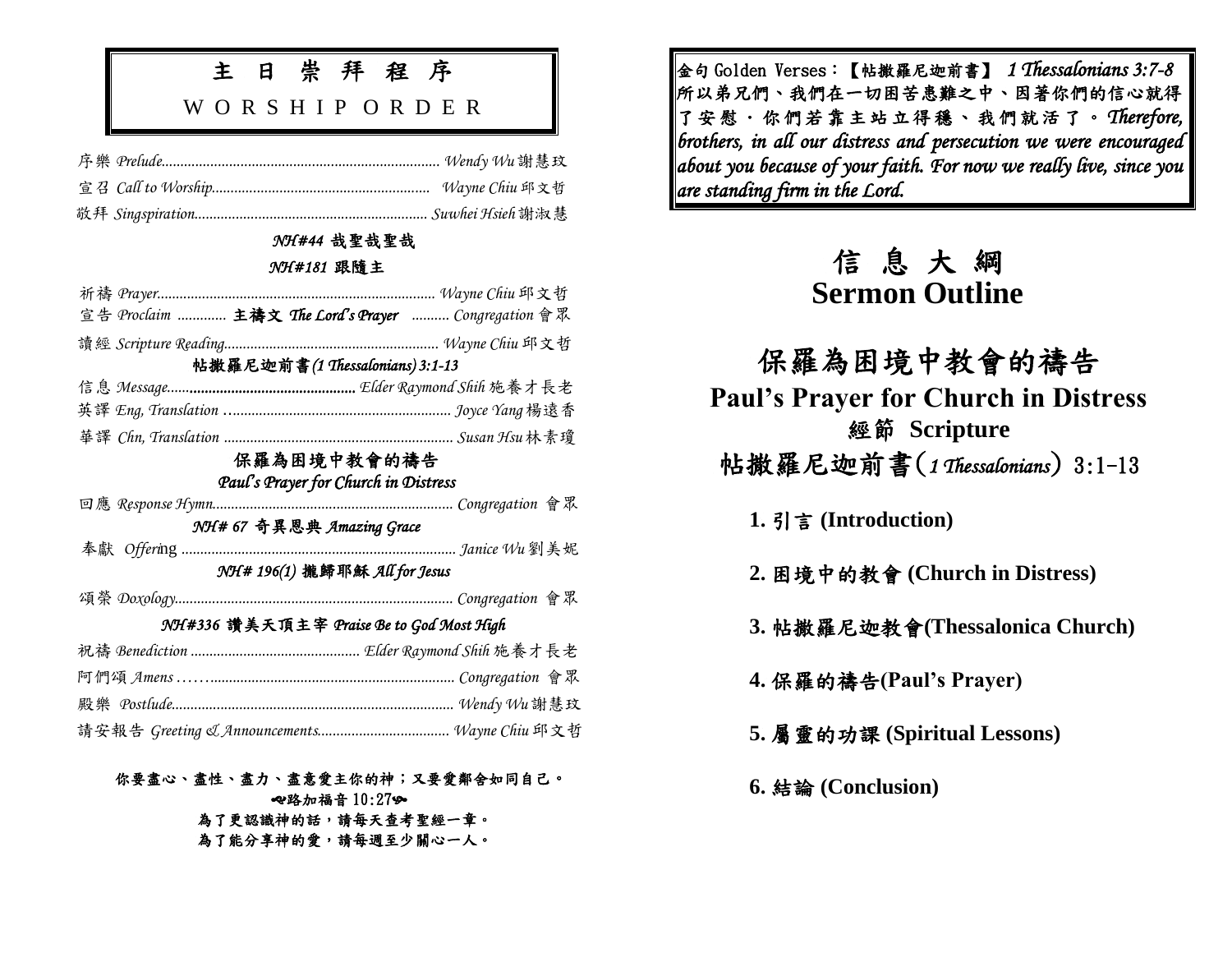# 主 日 崇 拜 程 序
# W O R S H I P O R D E R

序樂 *Prelude*......................................................................... *Wendy Wu* 謝慧玟

宣召 *Call to Worship*......................................................... *Wayne Chiu* 邱文哲

敬拜 *Singspiration*............................................................. *Suwhei Hsieh* 謝淑慧

***NH#44* 哉聖哉聖哉**

***NH#181* 跟隨主**

祈禱 *Prayer*......................................................................... *Wayne Chiu* 邱文哲

宣告 *Proclaim* ............. **主禱文** ***The Lord's Prayer*** .......... *Congregation* 會眾

讀經 *Scripture Reading*......................................................... *Wayne Chiu* 邱文哲

**帖撒羅尼迦前書*(1 Thessalonians) 3:1-13***

信息 *Message*............................................... *Elder Raymond Shih* 施養才長老

英譯 *Eng, Translation* ............................................................ *Joyce Yang* 楊遠香

華譯 *Chn, Translation* ............................................................ *Susan Hsu* 林素瓊

**保羅為困境中教會的禱告**

***Paul's Prayer for Church in Distress***

回應 *Response Hymn*.............................................................. *Congregation* 會眾

***NH# 67* 奇異恩典 *Amazing Grace***

奉獻 *Offer*ing ........................................................................ *Janice Wu* 劉美妮

***NH# 196(1)* 攏歸耶穌 *All for Jesus***

頌榮 *Doxology*........................................................................ *Congregation* 會眾

***NH#336* 讚美天頂主宰 *Praise Be to God Most High***

祝禱 *Benediction* ............................................ *Elder Raymond Shih* 施養才長老

阿們頌 *Amens* …….............................................................. *Congregation* 會眾

殿樂 *Postlude*.......................................................................... *Wendy Wu* 謝慧玟

請安報告 *Greeting & Announcements*.................................. *Wayne Chiu* 邱文哲

**你要盡心、盡性、盡力、盡意愛主你的神；又要愛鄰舍如同自己。**

**路加福音 10:27**

**為了更認識神的話，請每天查考聖經一章。**

**為了能分享神的愛，請每週至少關心一人。**

金句 Golden Verses：【帖撒羅尼迦前書】 *1 Thessalonians 3:7-8*
**所以弟兄們、我們在一切困苦患難之中、因著你們的信心就得了安慰．你們若靠主站立得穩、我們就活了。** ***Therefore, brothers, in all our distress and persecution we were encouraged about you because of your faith. For now we really live, since you are standing firm in the Lord.***

# 信 息 大 綱
# Sermon Outline

## 保羅為困境中教會的禱告
## Paul's Prayer for Church in Distress

**經節 Scripture**

**帖撒羅尼迦前書(*1 Thessalonians*) 3:1-13**

1. **引言 (Introduction)**
2. **困境中的教會 (Church in Distress)**
3. **帖撒羅尼迦教會(Thessalonica Church)**
4. **保羅的禱告(Paul's Prayer)**
5. **屬靈的功課 (Spiritual Lessons)**
6. **結論 (Conclusion)**